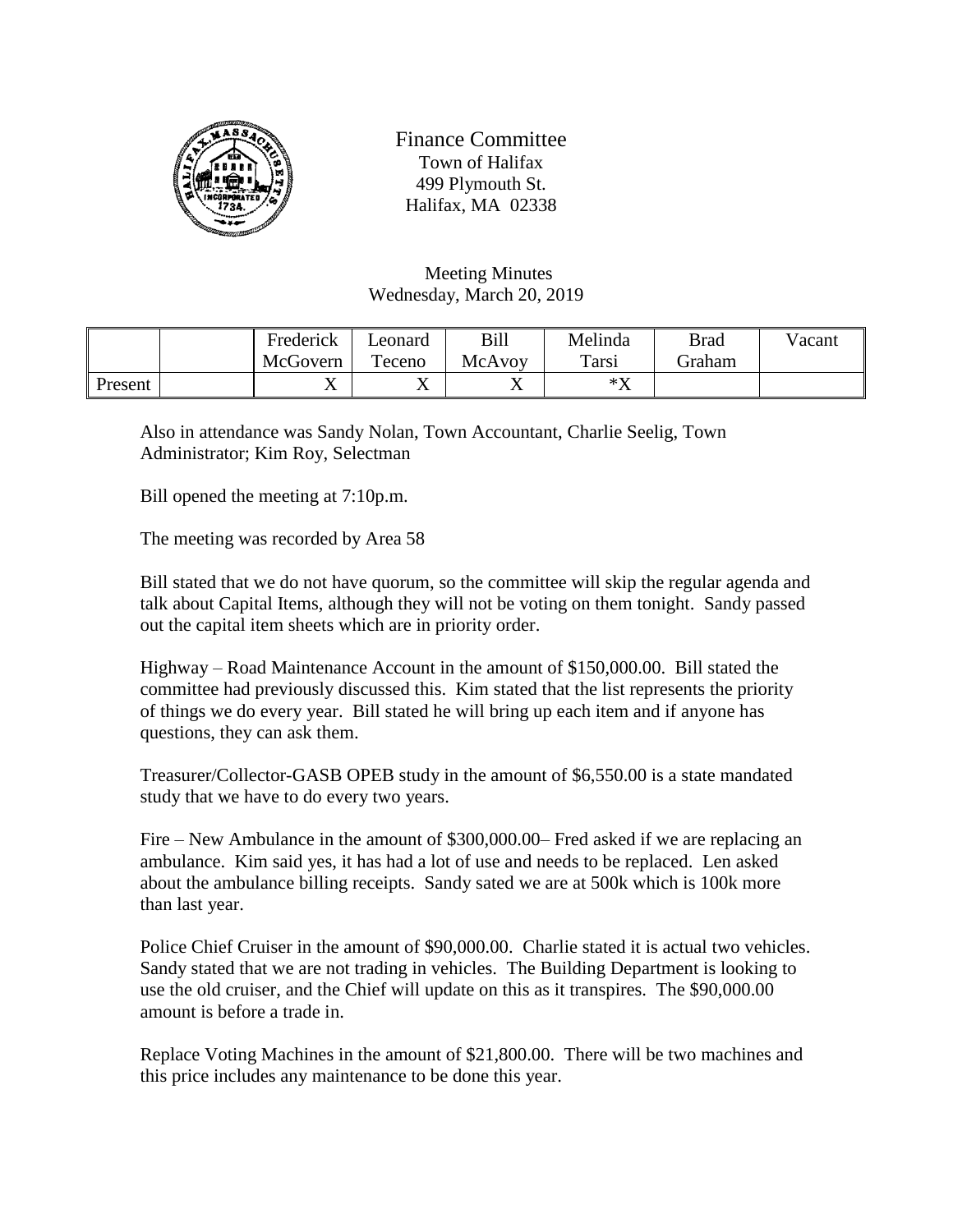# Finance Committee

Town of Halifax
499 Plymouth St.
Halifax, MA 02338

Meeting Minutes
Wednesday, March 20, 2019

| | | Frederick McGovern | Leonard Teceno | Bill McAvoy | Melinda Tarsi | Brad Graham | Vacant |
|---|---|---|---|---|---|---|---|
| Present | | X | X | X | *X | | |

Also in attendance was Sandy Nolan, Town Accountant, Charlie Seelig, Town Administrator; Kim Roy, Selectman

Bill opened the meeting at 7:10p.m.

The meeting was recorded by Area 58

Bill stated that we do not have quorum, so the committee will skip the regular agenda and talk about Capital Items, although they will not be voting on them tonight. Sandy passed out the capital item sheets which are in priority order.

Highway – Road Maintenance Account in the amount of $150,000.00. Bill stated the committee had previously discussed this. Kim stated that the list represents the priority of things we do every year. Bill stated he will bring up each item and if anyone has questions, they can ask them.

Treasurer/Collector-GASB OPEB study in the amount of $6,550.00 is a state mandated study that we have to do every two years.

Fire – New Ambulance in the amount of $300,000.00– Fred asked if we are replacing an ambulance. Kim said yes, it has had a lot of use and needs to be replaced. Len asked about the ambulance billing receipts. Sandy sated we are at 500k which is 100k more than last year.

Police Chief Cruiser in the amount of $90,000.00. Charlie stated it is actual two vehicles. Sandy stated that we are not trading in vehicles. The Building Department is looking to use the old cruiser, and the Chief will update on this as it transpires. The $90,000.00 amount is before a trade in.

Replace Voting Machines in the amount of $21,800.00. There will be two machines and this price includes any maintenance to be done this year.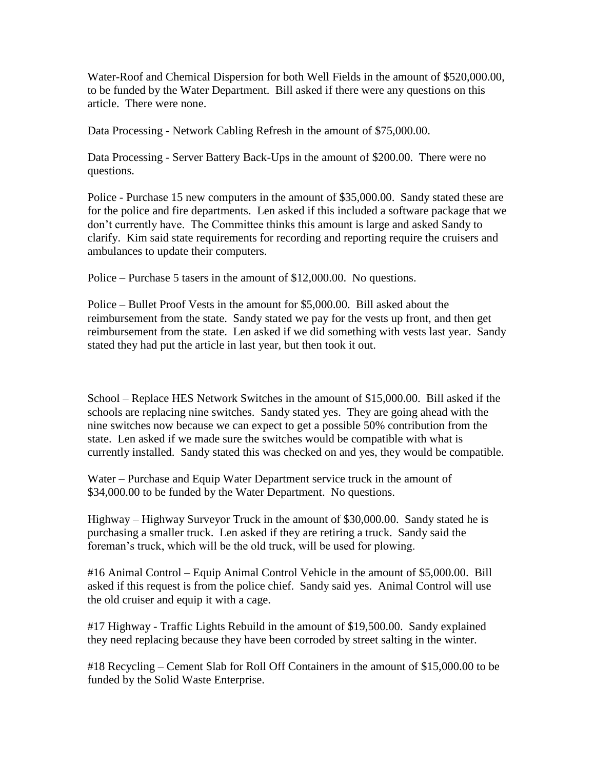Water-Roof and Chemical Dispersion for both Well Fields in the amount of $520,000.00, to be funded by the Water Department. Bill asked if there were any questions on this article. There were none.

Data Processing - Network Cabling Refresh in the amount of $75,000.00.

Data Processing - Server Battery Back-Ups in the amount of $200.00. There were no questions.

Police - Purchase 15 new computers in the amount of $35,000.00. Sandy stated these are for the police and fire departments. Len asked if this included a software package that we don't currently have. The Committee thinks this amount is large and asked Sandy to clarify. Kim said state requirements for recording and reporting require the cruisers and ambulances to update their computers.

Police – Purchase 5 tasers in the amount of $12,000.00. No questions.

Police – Bullet Proof Vests in the amount for $5,000.00. Bill asked about the reimbursement from the state. Sandy stated we pay for the vests up front, and then get reimbursement from the state. Len asked if we did something with vests last year. Sandy stated they had put the article in last year, but then took it out.

School – Replace HES Network Switches in the amount of $15,000.00. Bill asked if the schools are replacing nine switches. Sandy stated yes. They are going ahead with the nine switches now because we can expect to get a possible 50% contribution from the state. Len asked if we made sure the switches would be compatible with what is currently installed. Sandy stated this was checked on and yes, they would be compatible.

Water – Purchase and Equip Water Department service truck in the amount of $34,000.00 to be funded by the Water Department. No questions.

Highway – Highway Surveyor Truck in the amount of $30,000.00. Sandy stated he is purchasing a smaller truck. Len asked if they are retiring a truck. Sandy said the foreman's truck, which will be the old truck, will be used for plowing.

#16 Animal Control – Equip Animal Control Vehicle in the amount of $5,000.00. Bill asked if this request is from the police chief. Sandy said yes. Animal Control will use the old cruiser and equip it with a cage.

#17 Highway - Traffic Lights Rebuild in the amount of $19,500.00. Sandy explained they need replacing because they have been corroded by street salting in the winter.

#18 Recycling – Cement Slab for Roll Off Containers in the amount of $15,000.00 to be funded by the Solid Waste Enterprise.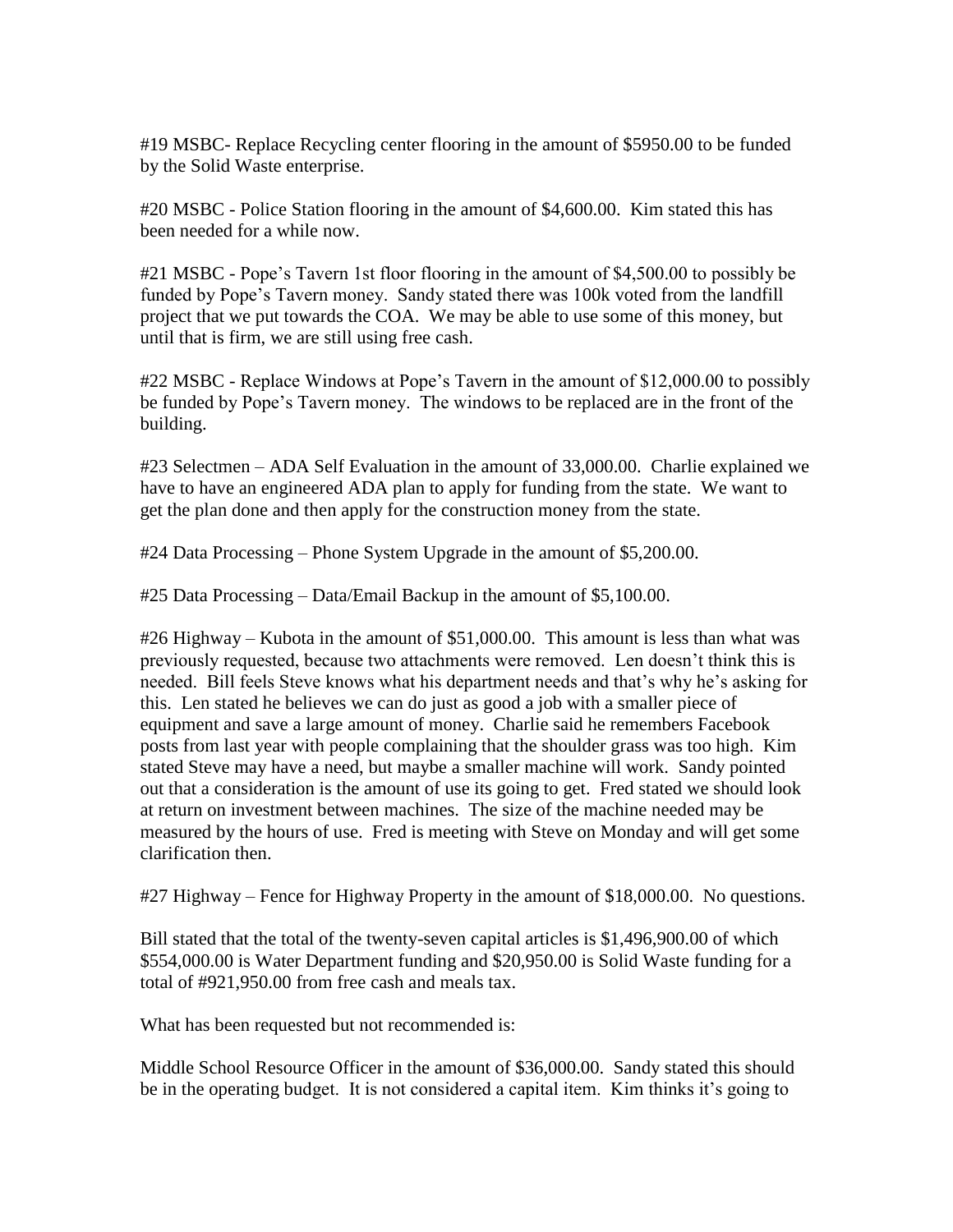#19 MSBC- Replace Recycling center flooring in the amount of $5950.00 to be funded by the Solid Waste enterprise.

#20 MSBC - Police Station flooring in the amount of $4,600.00. Kim stated this has been needed for a while now.

#21 MSBC - Pope's Tavern 1st floor flooring in the amount of $4,500.00 to possibly be funded by Pope's Tavern money. Sandy stated there was 100k voted from the landfill project that we put towards the COA. We may be able to use some of this money, but until that is firm, we are still using free cash.

#22 MSBC - Replace Windows at Pope's Tavern in the amount of $12,000.00 to possibly be funded by Pope's Tavern money. The windows to be replaced are in the front of the building.

#23 Selectmen – ADA Self Evaluation in the amount of 33,000.00. Charlie explained we have to have an engineered ADA plan to apply for funding from the state. We want to get the plan done and then apply for the construction money from the state.

#24 Data Processing – Phone System Upgrade in the amount of $5,200.00.

#25 Data Processing – Data/Email Backup in the amount of $5,100.00.

#26 Highway – Kubota in the amount of $51,000.00. This amount is less than what was previously requested, because two attachments were removed. Len doesn't think this is needed. Bill feels Steve knows what his department needs and that's why he's asking for this. Len stated he believes we can do just as good a job with a smaller piece of equipment and save a large amount of money. Charlie said he remembers Facebook posts from last year with people complaining that the shoulder grass was too high. Kim stated Steve may have a need, but maybe a smaller machine will work. Sandy pointed out that a consideration is the amount of use its going to get. Fred stated we should look at return on investment between machines. The size of the machine needed may be measured by the hours of use. Fred is meeting with Steve on Monday and will get some clarification then.

#27 Highway – Fence for Highway Property in the amount of $18,000.00. No questions.

Bill stated that the total of the twenty-seven capital articles is $1,496,900.00 of which $554,000.00 is Water Department funding and $20,950.00 is Solid Waste funding for a total of #921,950.00 from free cash and meals tax.

What has been requested but not recommended is:

Middle School Resource Officer in the amount of $36,000.00. Sandy stated this should be in the operating budget. It is not considered a capital item. Kim thinks it's going to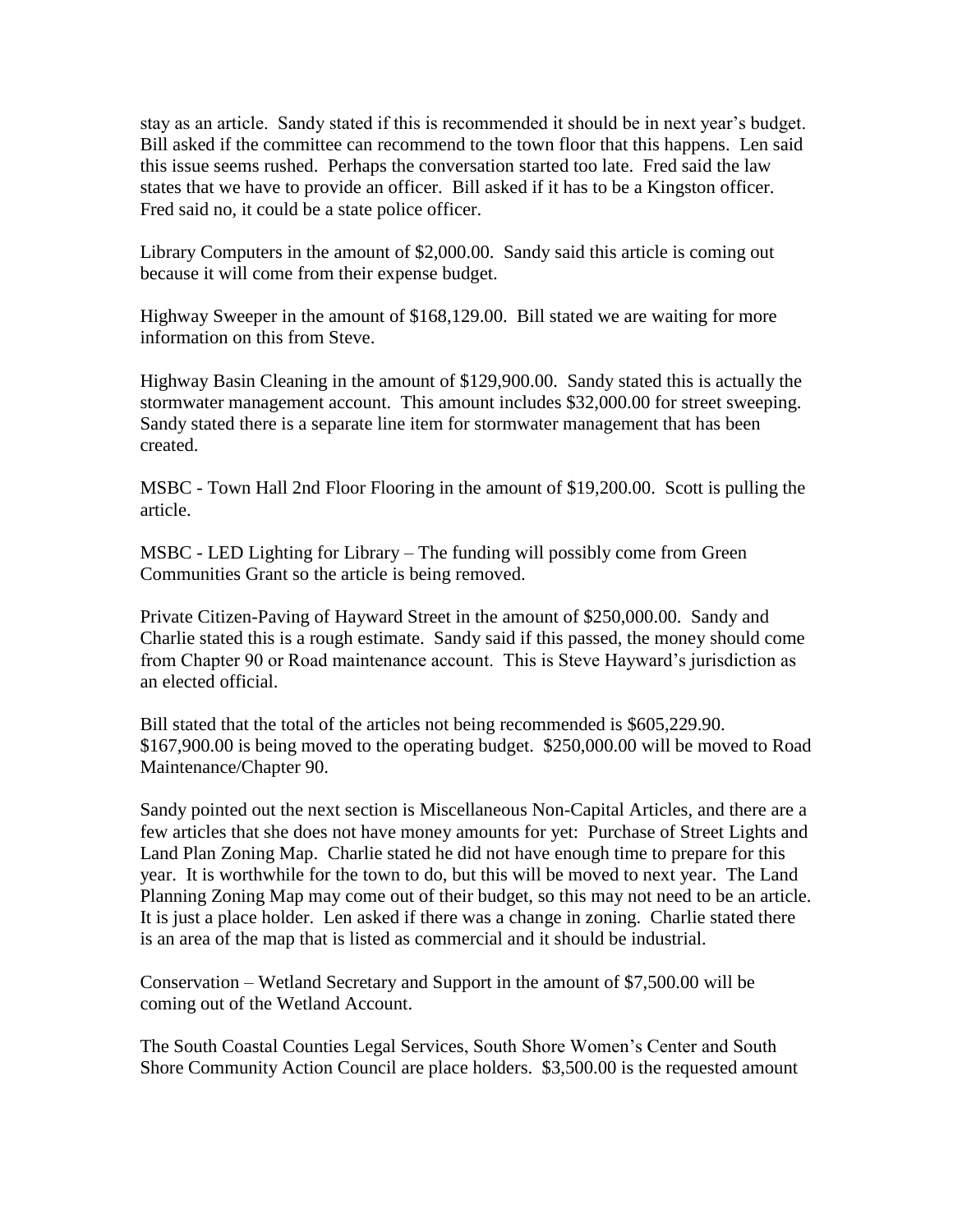stay as an article. Sandy stated if this is recommended it should be in next year's budget. Bill asked if the committee can recommend to the town floor that this happens. Len said this issue seems rushed. Perhaps the conversation started too late. Fred said the law states that we have to provide an officer. Bill asked if it has to be a Kingston officer. Fred said no, it could be a state police officer.

Library Computers in the amount of $2,000.00. Sandy said this article is coming out because it will come from their expense budget.

Highway Sweeper in the amount of $168,129.00. Bill stated we are waiting for more information on this from Steve.

Highway Basin Cleaning in the amount of $129,900.00. Sandy stated this is actually the stormwater management account. This amount includes $32,000.00 for street sweeping. Sandy stated there is a separate line item for stormwater management that has been created.

MSBC - Town Hall 2nd Floor Flooring in the amount of $19,200.00. Scott is pulling the article.

MSBC - LED Lighting for Library – The funding will possibly come from Green Communities Grant so the article is being removed.

Private Citizen-Paving of Hayward Street in the amount of $250,000.00. Sandy and Charlie stated this is a rough estimate. Sandy said if this passed, the money should come from Chapter 90 or Road maintenance account. This is Steve Hayward's jurisdiction as an elected official.

Bill stated that the total of the articles not being recommended is $605,229.90. $167,900.00 is being moved to the operating budget. $250,000.00 will be moved to Road Maintenance/Chapter 90.

Sandy pointed out the next section is Miscellaneous Non-Capital Articles, and there are a few articles that she does not have money amounts for yet: Purchase of Street Lights and Land Plan Zoning Map. Charlie stated he did not have enough time to prepare for this year. It is worthwhile for the town to do, but this will be moved to next year. The Land Planning Zoning Map may come out of their budget, so this may not need to be an article. It is just a place holder. Len asked if there was a change in zoning. Charlie stated there is an area of the map that is listed as commercial and it should be industrial.

Conservation – Wetland Secretary and Support in the amount of $7,500.00 will be coming out of the Wetland Account.

The South Coastal Counties Legal Services, South Shore Women's Center and South Shore Community Action Council are place holders. $3,500.00 is the requested amount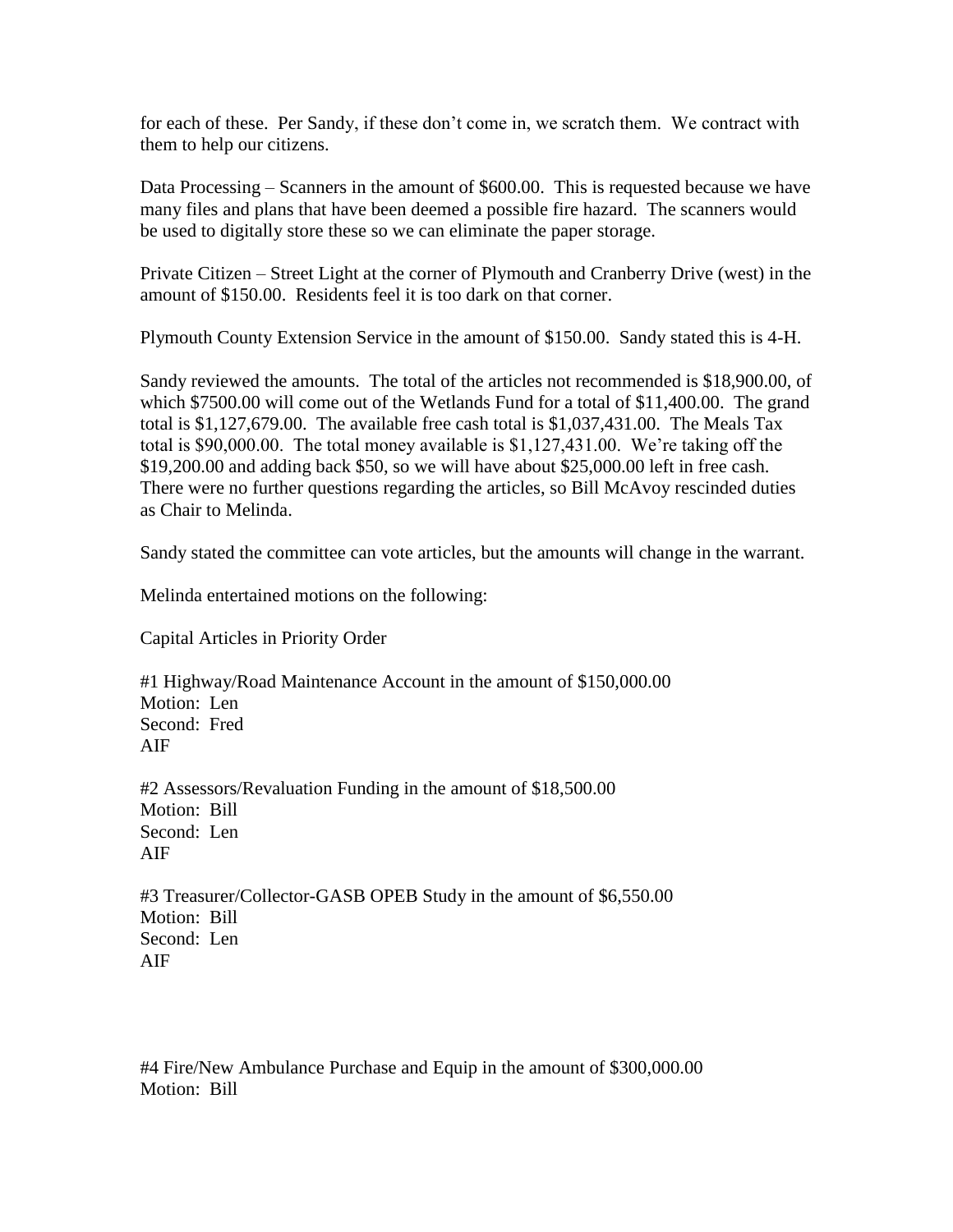for each of these. Per Sandy, if these don't come in, we scratch them. We contract with them to help our citizens.

Data Processing – Scanners in the amount of $600.00. This is requested because we have many files and plans that have been deemed a possible fire hazard. The scanners would be used to digitally store these so we can eliminate the paper storage.

Private Citizen – Street Light at the corner of Plymouth and Cranberry Drive (west) in the amount of $150.00. Residents feel it is too dark on that corner.

Plymouth County Extension Service in the amount of $150.00. Sandy stated this is 4-H.

Sandy reviewed the amounts. The total of the articles not recommended is $18,900.00, of which $7500.00 will come out of the Wetlands Fund for a total of $11,400.00. The grand total is $1,127,679.00. The available free cash total is $1,037,431.00. The Meals Tax total is $90,000.00. The total money available is $1,127,431.00. We're taking off the $19,200.00 and adding back $50, so we will have about $25,000.00 left in free cash. There were no further questions regarding the articles, so Bill McAvoy rescinded duties as Chair to Melinda.

Sandy stated the committee can vote articles, but the amounts will change in the warrant.

Melinda entertained motions on the following:

Capital Articles in Priority Order

#1 Highway/Road Maintenance Account in the amount of $150,000.00
Motion: Len
Second: Fred
AIF

#2 Assessors/Revaluation Funding in the amount of $18,500.00
Motion: Bill
Second: Len
AIF

#3 Treasurer/Collector-GASB OPEB Study in the amount of $6,550.00
Motion: Bill
Second: Len
AIF

#4 Fire/New Ambulance Purchase and Equip in the amount of $300,000.00
Motion: Bill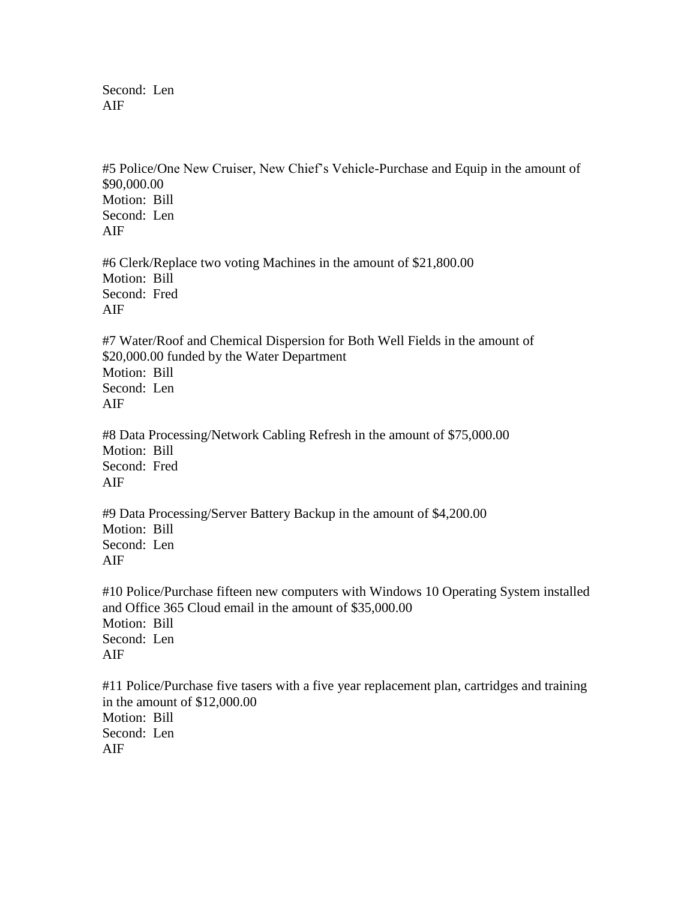Second: Len
AIF

#5 Police/One New Cruiser, New Chief's Vehicle-Purchase and Equip in the amount of $90,000.00
Motion: Bill
Second: Len
AIF

#6 Clerk/Replace two voting Machines in the amount of $21,800.00
Motion: Bill
Second: Fred
AIF

#7 Water/Roof and Chemical Dispersion for Both Well Fields in the amount of $20,000.00 funded by the Water Department
Motion: Bill
Second: Len
AIF

#8 Data Processing/Network Cabling Refresh in the amount of $75,000.00
Motion: Bill
Second: Fred
AIF

#9 Data Processing/Server Battery Backup in the amount of $4,200.00
Motion: Bill
Second: Len
AIF

#10 Police/Purchase fifteen new computers with Windows 10 Operating System installed and Office 365 Cloud email in the amount of $35,000.00
Motion: Bill
Second: Len
AIF

#11 Police/Purchase five tasers with a five year replacement plan, cartridges and training in the amount of $12,000.00
Motion: Bill
Second: Len
AIF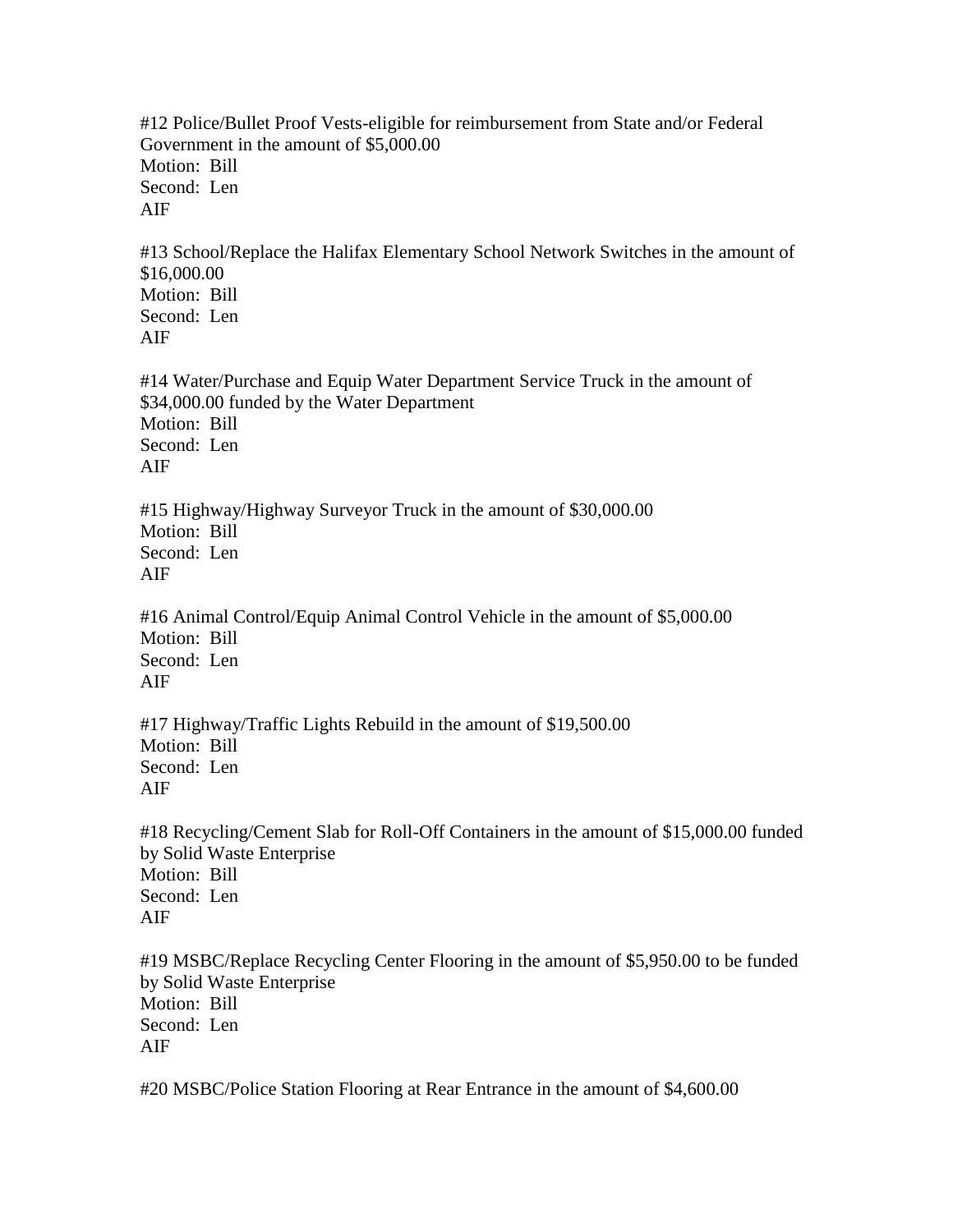#12 Police/Bullet Proof Vests-eligible for reimbursement from State and/or Federal Government in the amount of $5,000.00
Motion: Bill
Second: Len
AIF

#13 School/Replace the Halifax Elementary School Network Switches in the amount of $16,000.00
Motion: Bill
Second: Len
AIF

#14 Water/Purchase and Equip Water Department Service Truck in the amount of $34,000.00 funded by the Water Department
Motion: Bill
Second: Len
AIF

#15 Highway/Highway Surveyor Truck in the amount of $30,000.00
Motion: Bill
Second: Len
AIF

#16 Animal Control/Equip Animal Control Vehicle in the amount of $5,000.00
Motion: Bill
Second: Len
AIF

#17 Highway/Traffic Lights Rebuild in the amount of $19,500.00
Motion: Bill
Second: Len
AIF

#18 Recycling/Cement Slab for Roll-Off Containers in the amount of $15,000.00 funded by Solid Waste Enterprise
Motion: Bill
Second: Len
AIF

#19 MSBC/Replace Recycling Center Flooring in the amount of $5,950.00 to be funded by Solid Waste Enterprise
Motion: Bill
Second: Len
AIF

#20 MSBC/Police Station Flooring at Rear Entrance in the amount of $4,600.00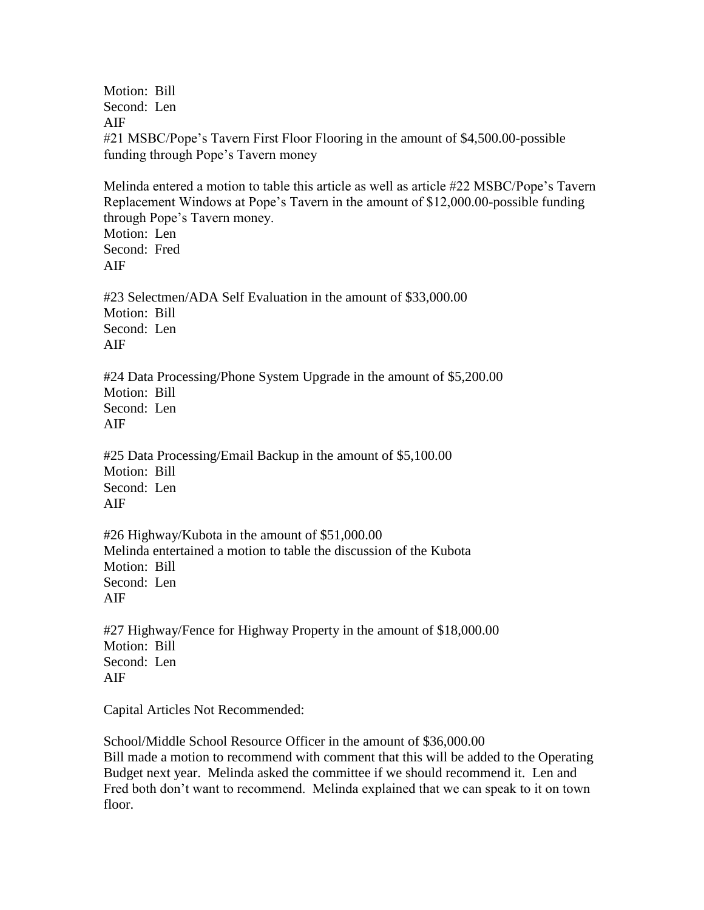Motion: Bill
Second: Len
AIF
#21 MSBC/Pope's Tavern First Floor Flooring in the amount of $4,500.00-possible funding through Pope's Tavern money

Melinda entered a motion to table this article as well as article #22 MSBC/Pope's Tavern Replacement Windows at Pope's Tavern in the amount of $12,000.00-possible funding through Pope's Tavern money.
Motion: Len
Second: Fred
AIF

#23 Selectmen/ADA Self Evaluation in the amount of $33,000.00
Motion: Bill
Second: Len
AIF

#24 Data Processing/Phone System Upgrade in the amount of $5,200.00
Motion: Bill
Second: Len
AIF

#25 Data Processing/Email Backup in the amount of $5,100.00
Motion: Bill
Second: Len
AIF

#26 Highway/Kubota in the amount of $51,000.00
Melinda entertained a motion to table the discussion of the Kubota
Motion: Bill
Second: Len
AIF

#27 Highway/Fence for Highway Property in the amount of $18,000.00
Motion: Bill
Second: Len
AIF

Capital Articles Not Recommended:

School/Middle School Resource Officer in the amount of $36,000.00
Bill made a motion to recommend with comment that this will be added to the Operating Budget next year. Melinda asked the committee if we should recommend it. Len and Fred both don't want to recommend. Melinda explained that we can speak to it on town floor.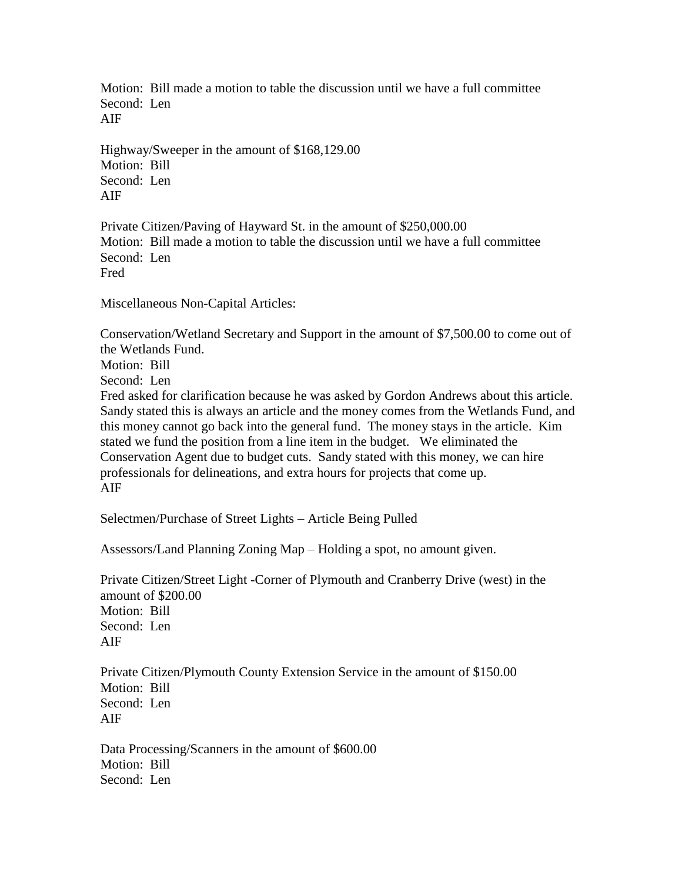Motion: Bill made a motion to table the discussion until we have a full committee
Second: Len
AIF

Highway/Sweeper in the amount of $168,129.00
Motion: Bill
Second: Len
AIF

Private Citizen/Paving of Hayward St. in the amount of $250,000.00
Motion: Bill made a motion to table the discussion until we have a full committee
Second: Len
Fred

Miscellaneous Non-Capital Articles:

Conservation/Wetland Secretary and Support in the amount of $7,500.00 to come out of the Wetlands Fund.
Motion: Bill
Second: Len
Fred asked for clarification because he was asked by Gordon Andrews about this article. Sandy stated this is always an article and the money comes from the Wetlands Fund, and this money cannot go back into the general fund. The money stays in the article. Kim stated we fund the position from a line item in the budget. We eliminated the Conservation Agent due to budget cuts. Sandy stated with this money, we can hire professionals for delineations, and extra hours for projects that come up.
AIF

Selectmen/Purchase of Street Lights – Article Being Pulled

Assessors/Land Planning Zoning Map – Holding a spot, no amount given.

Private Citizen/Street Light -Corner of Plymouth and Cranberry Drive (west) in the amount of $200.00
Motion: Bill
Second: Len
AIF

Private Citizen/Plymouth County Extension Service in the amount of $150.00
Motion: Bill
Second: Len
AIF

Data Processing/Scanners in the amount of $600.00
Motion: Bill
Second: Len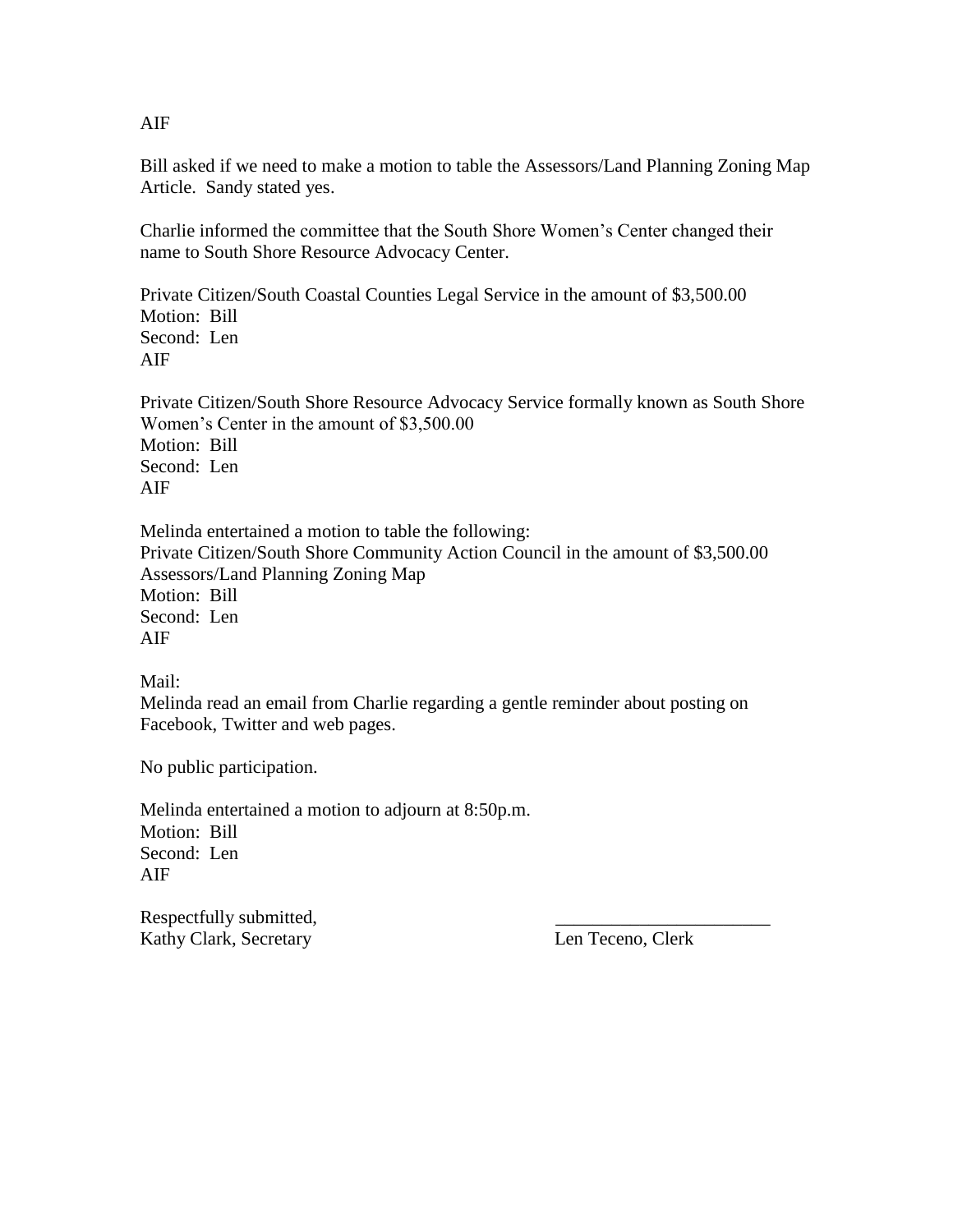AIF

Bill asked if we need to make a motion to table the Assessors/Land Planning Zoning Map Article. Sandy stated yes.

Charlie informed the committee that the South Shore Women's Center changed their name to South Shore Resource Advocacy Center.

Private Citizen/South Coastal Counties Legal Service in the amount of $3,500.00
Motion: Bill
Second: Len
AIF

Private Citizen/South Shore Resource Advocacy Service formally known as South Shore Women's Center in the amount of $3,500.00
Motion: Bill
Second: Len
AIF

Melinda entertained a motion to table the following:
Private Citizen/South Shore Community Action Council in the amount of $3,500.00
Assessors/Land Planning Zoning Map
Motion: Bill
Second: Len
AIF

Mail:
Melinda read an email from Charlie regarding a gentle reminder about posting on Facebook, Twitter and web pages.

No public participation.

Melinda entertained a motion to adjourn at 8:50p.m.
Motion: Bill
Second: Len
AIF

Respectfully submitted,
Kathy Clark, Secretary

_______________________
Len Teceno, Clerk